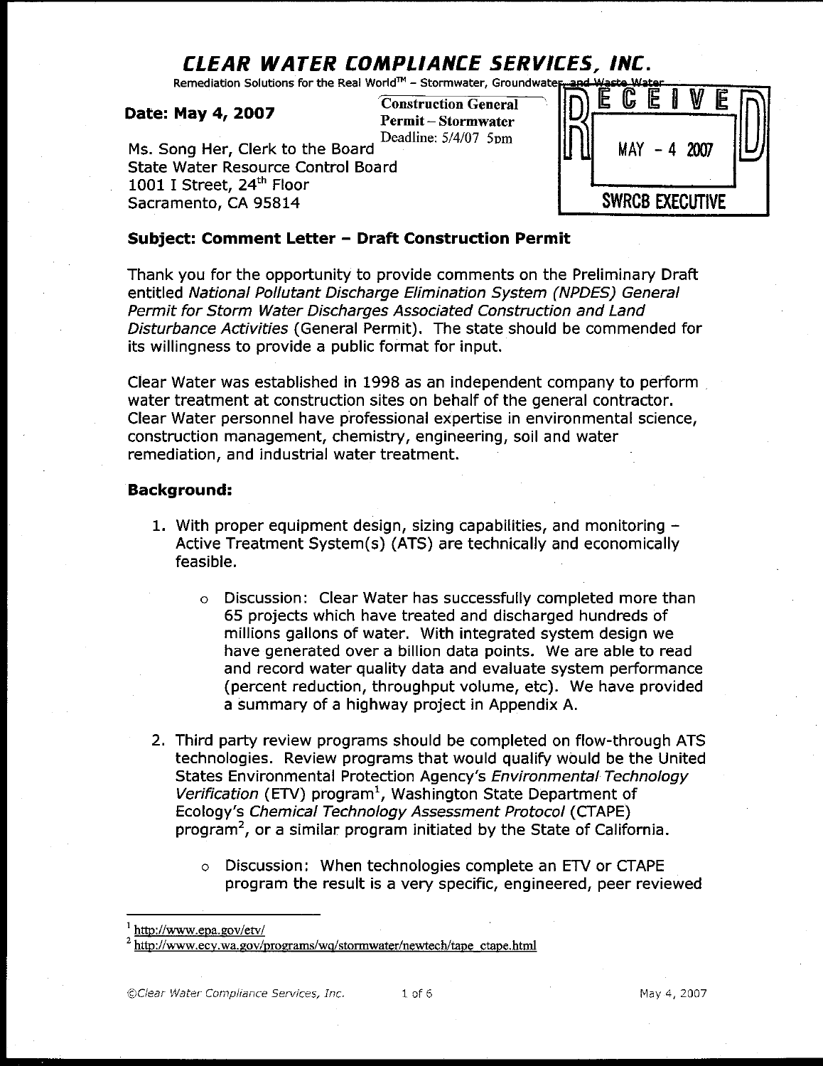# CLEAR WATER COMPLIANCE SERVICES, INC.

Remediation Solutions for the Real World™ – Stormwater, Groundwater, and Waste Water

**Date: May 4, 2007**

Construction General Permit – Stormwater
Deadline: 5/4/07 5pm

RECEIVED
MAY - 4 2007
SWRCB EXECUTIVE

Ms. Song Her, Clerk to the Board
State Water Resource Control Board
1001 I Street, 24th Floor
Sacramento, CA 95814

**Subject: Comment Letter – Draft Construction Permit**

Thank you for the opportunity to provide comments on the Preliminary Draft entitled *National Pollutant Discharge Elimination System (NPDES) General Permit for Storm Water Discharges Associated Construction and Land Disturbance Activities* (General Permit). The state should be commended for its willingness to provide a public format for input.

Clear Water was established in 1998 as an independent company to perform water treatment at construction sites on behalf of the general contractor. Clear Water personnel have professional expertise in environmental science, construction management, chemistry, engineering, soil and water remediation, and industrial water treatment.

**Background:**

1. With proper equipment design, sizing capabilities, and monitoring – Active Treatment System(s) (ATS) are technically and economically feasible.

    - Discussion: Clear Water has successfully completed more than 65 projects which have treated and discharged hundreds of millions gallons of water. With integrated system design we have generated over a billion data points. We are able to read and record water quality data and evaluate system performance (percent reduction, throughput volume, etc). We have provided a summary of a highway project in Appendix A.

2. Third party review programs should be completed on flow-through ATS technologies. Review programs that would qualify would be the United States Environmental Protection Agency's *Environmental Technology Verification* (ETV) program[1], Washington State Department of Ecology's *Chemical Technology Assessment Protocol* (CTAPE) program[2], or a similar program initiated by the State of California.

    - Discussion: When technologies complete an ETV or CTAPE program the result is a very specific, engineered, peer reviewed

---

[1] http://www.epa.gov/etv/

[2] http://www.ecy.wa.gov/programs/wq/stormwater/newtech/tape_ctape.html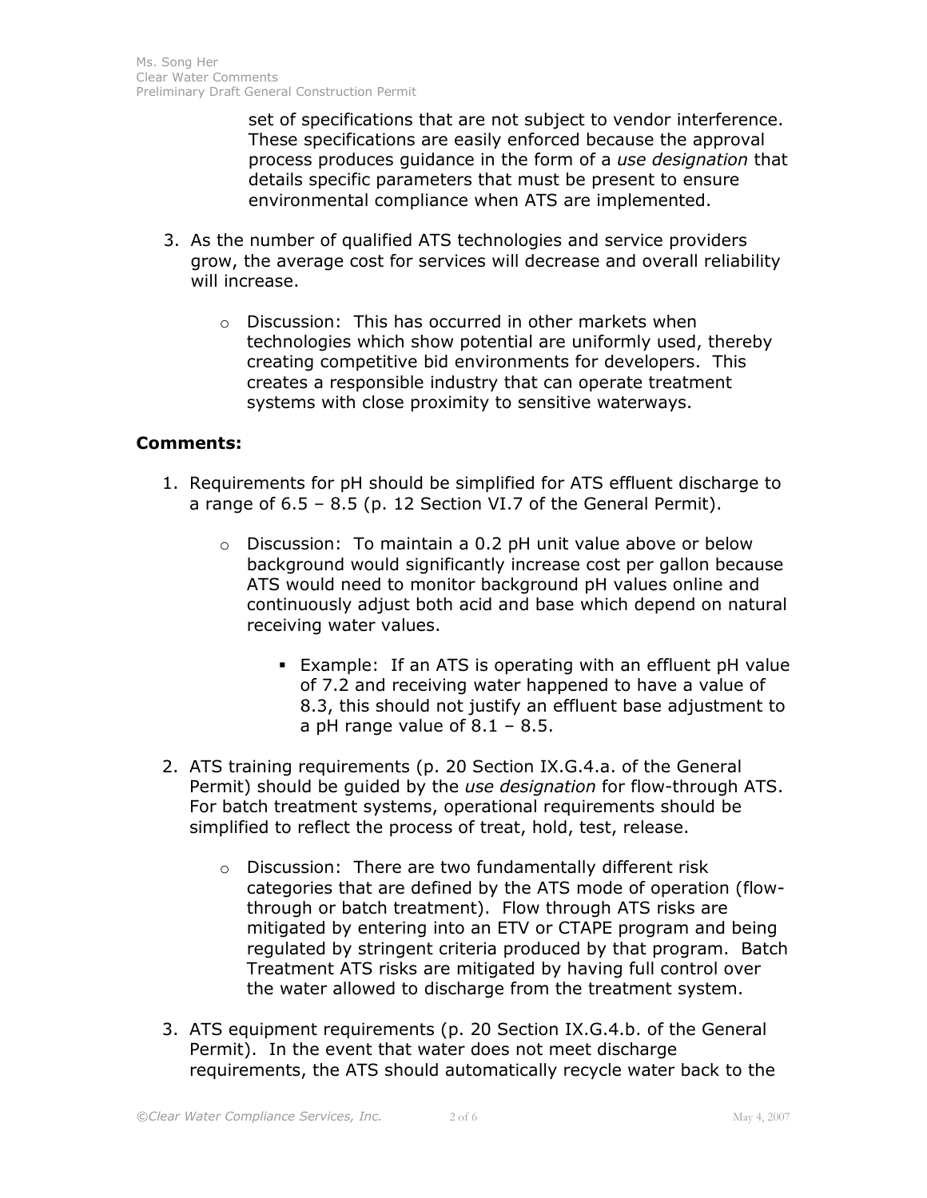set of specifications that are not subject to vendor interference. These specifications are easily enforced because the approval process produces guidance in the form of a *use designation* that details specific parameters that must be present to ensure environmental compliance when ATS are implemented.

3. As the number of qualified ATS technologies and service providers grow, the average cost for services will decrease and overall reliability will increase.
   - Discussion: This has occurred in other markets when technologies which show potential are uniformly used, thereby creating competitive bid environments for developers. This creates a responsible industry that can operate treatment systems with close proximity to sensitive waterways.

**Comments:**

1. Requirements for pH should be simplified for ATS effluent discharge to a range of 6.5 – 8.5 (p. 12 Section VI.7 of the General Permit).
   - Discussion: To maintain a 0.2 pH unit value above or below background would significantly increase cost per gallon because ATS would need to monitor background pH values online and continuously adjust both acid and base which depend on natural receiving water values.
     - Example: If an ATS is operating with an effluent pH value of 7.2 and receiving water happened to have a value of 8.3, this should not justify an effluent base adjustment to a pH range value of 8.1 – 8.5.
2. ATS training requirements (p. 20 Section IX.G.4.a. of the General Permit) should be guided by the *use designation* for flow-through ATS. For batch treatment systems, operational requirements should be simplified to reflect the process of treat, hold, test, release.
   - Discussion: There are two fundamentally different risk categories that are defined by the ATS mode of operation (flow-through or batch treatment). Flow through ATS risks are mitigated by entering into an ETV or CTAPE program and being regulated by stringent criteria produced by that program. Batch Treatment ATS risks are mitigated by having full control over the water allowed to discharge from the treatment system.
3. ATS equipment requirements (p. 20 Section IX.G.4.b. of the General Permit). In the event that water does not meet discharge requirements, the ATS should automatically recycle water back to the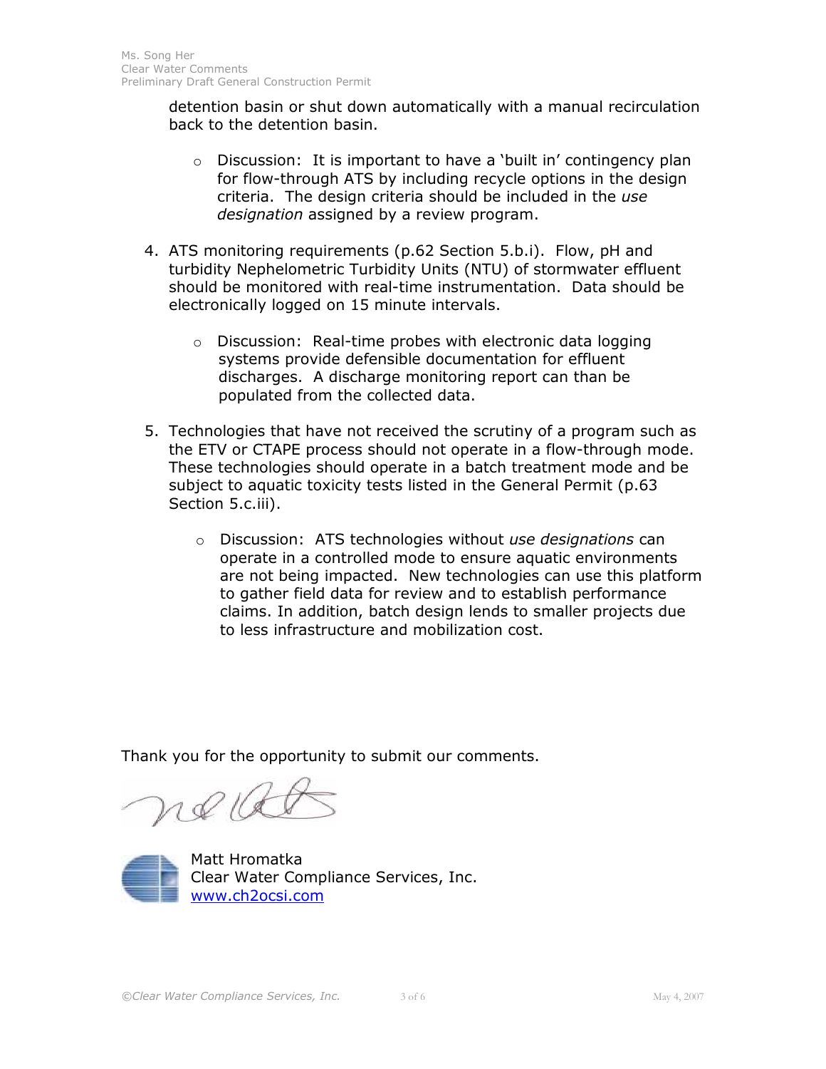detention basin or shut down automatically with a manual recirculation back to the detention basin.

- Discussion: It is important to have a 'built in' contingency plan for flow-through ATS by including recycle options in the design criteria. The design criteria should be included in the *use designation* assigned by a review program.

4. ATS monitoring requirements (p.62 Section 5.b.i). Flow, pH and turbidity Nephelometric Turbidity Units (NTU) of stormwater effluent should be monitored with real-time instrumentation. Data should be electronically logged on 15 minute intervals.

   - Discussion: Real-time probes with electronic data logging systems provide defensible documentation for effluent discharges. A discharge monitoring report can than be populated from the collected data.

5. Technologies that have not received the scrutiny of a program such as the ETV or CTAPE process should not operate in a flow-through mode. These technologies should operate in a batch treatment mode and be subject to aquatic toxicity tests listed in the General Permit (p.63 Section 5.c.iii).

   - Discussion: ATS technologies without *use designations* can operate in a controlled mode to ensure aquatic environments are not being impacted. New technologies can use this platform to gather field data for review and to establish performance claims. In addition, batch design lends to smaller projects due to less infrastructure and mobilization cost.

Thank you for the opportunity to submit our comments.

Matt Hromatka
Clear Water Compliance Services, Inc.
[www.ch2ocsi.com](http://www.ch2ocsi.com)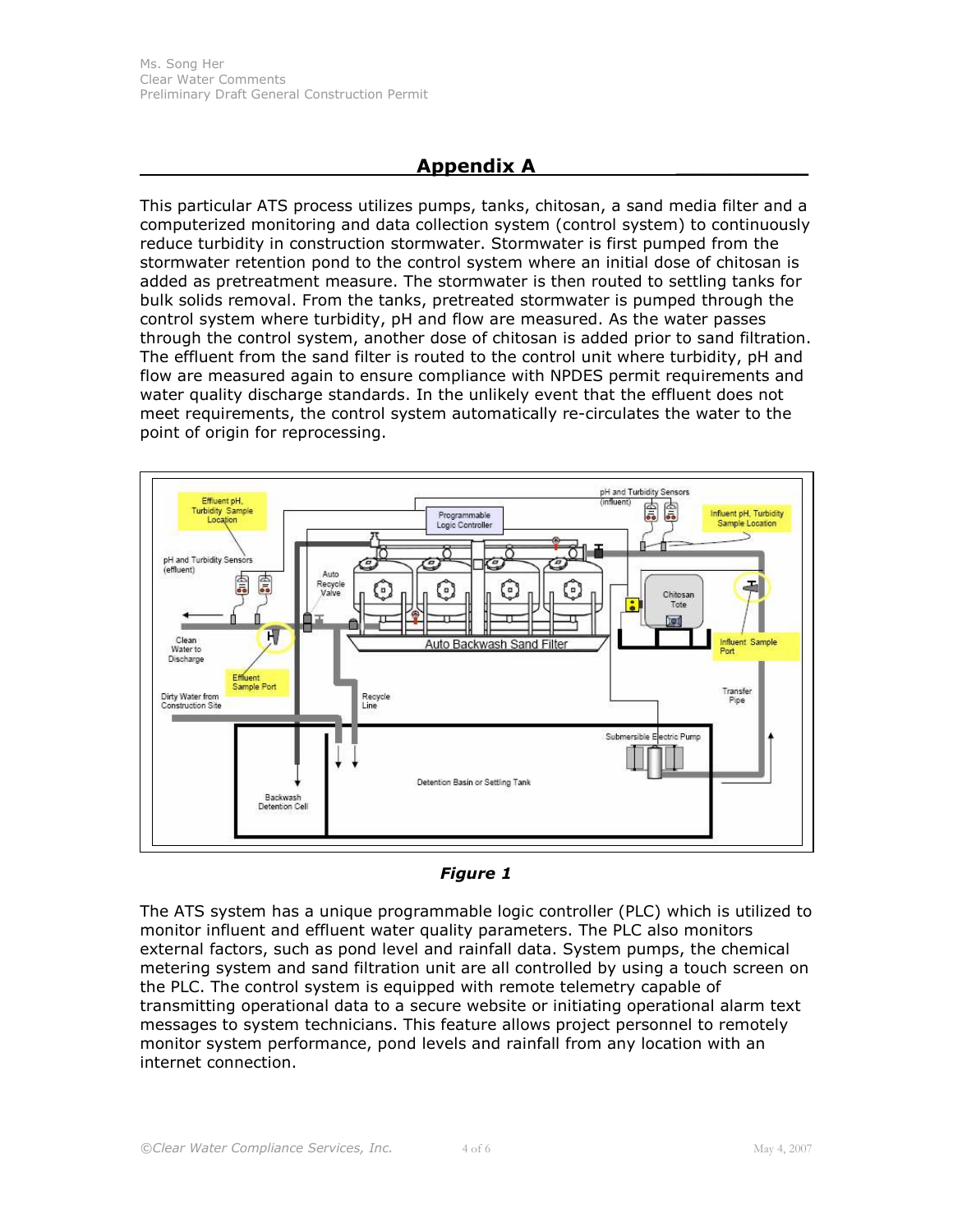## Appendix A

This particular ATS process utilizes pumps, tanks, chitosan, a sand media filter and a computerized monitoring and data collection system (control system) to continuously reduce turbidity in construction stormwater. Stormwater is first pumped from the stormwater retention pond to the control system where an initial dose of chitosan is added as pretreatment measure. The stormwater is then routed to settling tanks for bulk solids removal. From the tanks, pretreated stormwater is pumped through the control system where turbidity, pH and flow are measured. As the water passes through the control system, another dose of chitosan is added prior to sand filtration. The effluent from the sand filter is routed to the control unit where turbidity, pH and flow are measured again to ensure compliance with NPDES permit requirements and water quality discharge standards. In the unlikely event that the effluent does not meet requirements, the control system automatically re-circulates the water to the point of origin for reprocessing.

***Figure 1***

The ATS system has a unique programmable logic controller (PLC) which is utilized to monitor influent and effluent water quality parameters. The PLC also monitors external factors, such as pond level and rainfall data. System pumps, the chemical metering system and sand filtration unit are all controlled by using a touch screen on the PLC. The control system is equipped with remote telemetry capable of transmitting operational data to a secure website or initiating operational alarm text messages to system technicians. This feature allows project personnel to remotely monitor system performance, pond levels and rainfall from any location with an internet connection.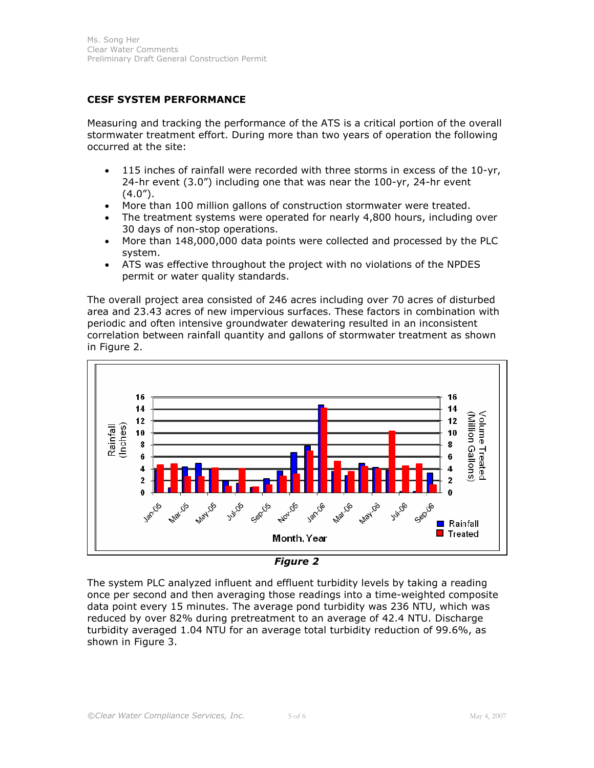## CESF SYSTEM PERFORMANCE

Measuring and tracking the performance of the ATS is a critical portion of the overall stormwater treatment effort. During more than two years of operation the following occurred at the site:

- 115 inches of rainfall were recorded with three storms in excess of the 10-yr, 24-hr event (3.0") including one that was near the 100-yr, 24-hr event (4.0").
- More than 100 million gallons of construction stormwater were treated.
- The treatment systems were operated for nearly 4,800 hours, including over 30 days of non-stop operations.
- More than 148,000,000 data points were collected and processed by the PLC system.
- ATS was effective throughout the project with no violations of the NPDES permit or water quality standards.

The overall project area consisted of 246 acres including over 70 acres of disturbed area and 23.43 acres of new impervious surfaces. These factors in combination with periodic and often intensive groundwater dewatering resulted in an inconsistent correlation between rainfall quantity and gallons of stormwater treatment as shown in Figure 2.

***Figure 2***

The system PLC analyzed influent and effluent turbidity levels by taking a reading once per second and then averaging those readings into a time-weighted composite data point every 15 minutes. The average pond turbidity was 236 NTU, which was reduced by over 82% during pretreatment to an average of 42.4 NTU. Discharge turbidity averaged 1.04 NTU for an average total turbidity reduction of 99.6%, as shown in Figure 3.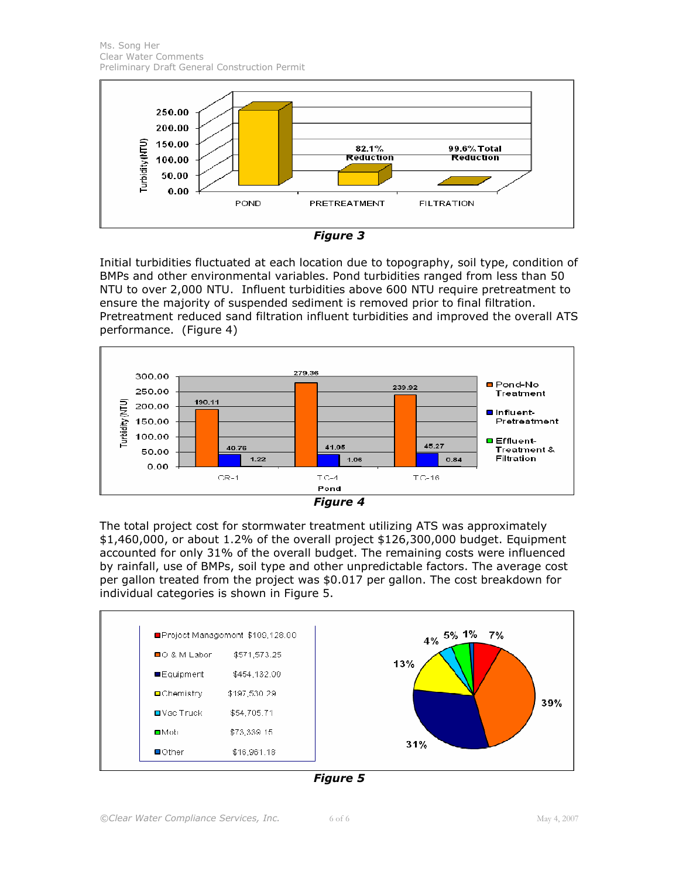250.00
200.00
150.00
100.00
50.00
0.00
Turbidity (NTU)
82.1% Reduction
99.6% Total Reduction
POND
PRETREATMENT
FILTRATION

*Figure 3*

Initial turbidities fluctuated at each location due to topography, soil type, condition of BMPs and other environmental variables. Pond turbidities ranged from less than 50 NTU to over 2,000 NTU. Influent turbidities above 600 NTU require pretreatment to ensure the majority of suspended sediment is removed prior to final filtration. Pretreatment reduced sand filtration influent turbidities and improved the overall ATS performance. (Figure 4)

300.00
250.00
200.00
150.00
100.00
50.00
0.00
Turbidity (NTU)
190.11
40.76
1.22
279.36
41.05
1.06
239.92
45.27
0.84
CR-1
TC-4
TC-16
Pond
Pond-No Treatment
Influent-Pretreatment
Effluent-Treatment & Filtration

*Figure 4*

The total project cost for stormwater treatment utilizing ATS was approximately $1,460,000, or about 1.2% of the overall project $126,300,000 budget. Equipment accounted for only 31% of the overall budget. The remaining costs were influenced by rainfall, use of BMPs, soil type and other unpredictable factors. The average cost per gallon treated from the project was $0.017 per gallon. The cost breakdown for individual categories is shown in Figure 5.

Project Management $109,128.00
O & M Labor $571,573.25
Equipment $454,132.00
Chemistry $197,530.29
Vac Truck $54,705.71
Misc $73,339.15
Other $16,961.18

4%
5%
1%
7%
13%
39%
31%

*Figure 5*